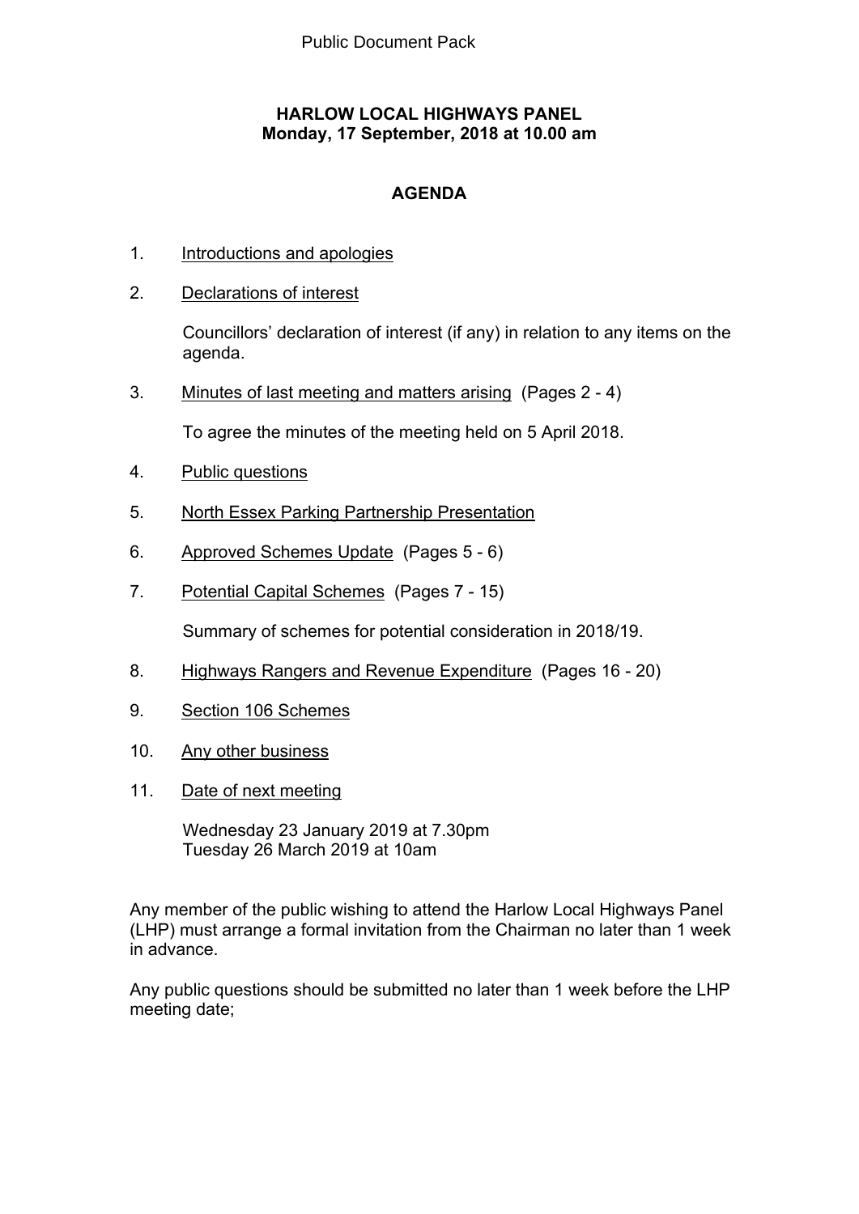Public Document Pack

# HARLOW LOCAL HIGHWAYS PANEL
**Monday, 17 September, 2018 at 10.00 am**

## AGENDA

1. Introductions and apologies

2. Declarations of interest

   Councillors' declaration of interest (if any) in relation to any items on the agenda.

3. Minutes of last meeting and matters arising (Pages 2 - 4)

   To agree the minutes of the meeting held on 5 April 2018.

4. Public questions

5. North Essex Parking Partnership Presentation

6. Approved Schemes Update (Pages 5 - 6)

7. Potential Capital Schemes (Pages 7 - 15)

   Summary of schemes for potential consideration in 2018/19.

8. Highways Rangers and Revenue Expenditure (Pages 16 - 20)

9. Section 106 Schemes

10. Any other business

11. Date of next meeting

    Wednesday 23 January 2019 at 7.30pm
    Tuesday 26 March 2019 at 10am

Any member of the public wishing to attend the Harlow Local Highways Panel (LHP) must arrange a formal invitation from the Chairman no later than 1 week in advance.

Any public questions should be submitted no later than 1 week before the LHP meeting date;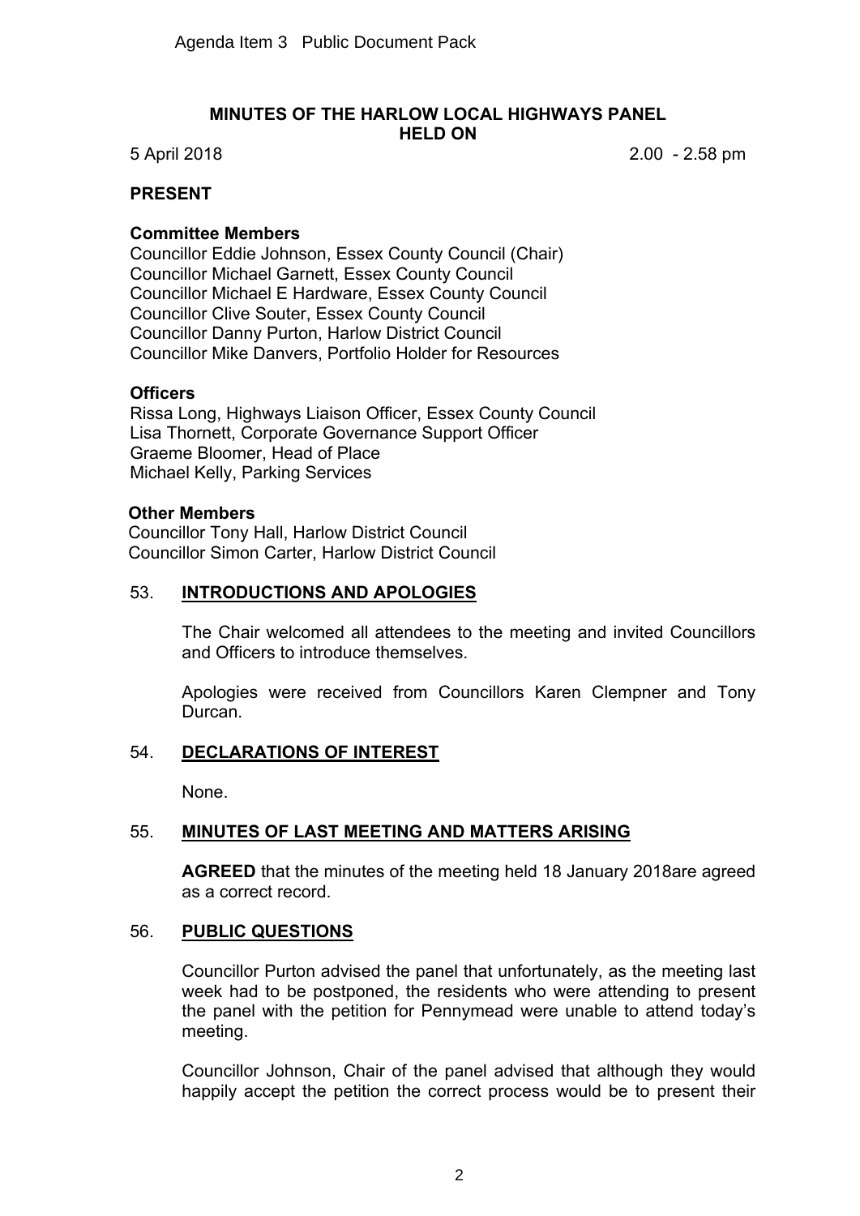Agenda Item 3 Public Document Pack

# MINUTES OF THE HARLOW LOCAL HIGHWAYS PANEL HELD ON

5 April 2018 2.00 - 2.58 pm

## PRESENT

### Committee Members

Councillor Eddie Johnson, Essex County Council (Chair)
Councillor Michael Garnett, Essex County Council
Councillor Michael E Hardware, Essex County Council
Councillor Clive Souter, Essex County Council
Councillor Danny Purton, Harlow District Council
Councillor Mike Danvers, Portfolio Holder for Resources

### Officers

Rissa Long, Highways Liaison Officer, Essex County Council
Lisa Thornett, Corporate Governance Support Officer
Graeme Bloomer, Head of Place
Michael Kelly, Parking Services

### Other Members

Councillor Tony Hall, Harlow District Council
Councillor Simon Carter, Harlow District Council

## 53. INTRODUCTIONS AND APOLOGIES

The Chair welcomed all attendees to the meeting and invited Councillors and Officers to introduce themselves.

Apologies were received from Councillors Karen Clempner and Tony Durcan.

## 54. DECLARATIONS OF INTEREST

None.

## 55. MINUTES OF LAST MEETING AND MATTERS ARISING

**AGREED** that the minutes of the meeting held 18 January 2018are agreed as a correct record.

## 56. PUBLIC QUESTIONS

Councillor Purton advised the panel that unfortunately, as the meeting last week had to be postponed, the residents who were attending to present the panel with the petition for Pennymead were unable to attend today's meeting.

Councillor Johnson, Chair of the panel advised that although they would happily accept the petition the correct process would be to present their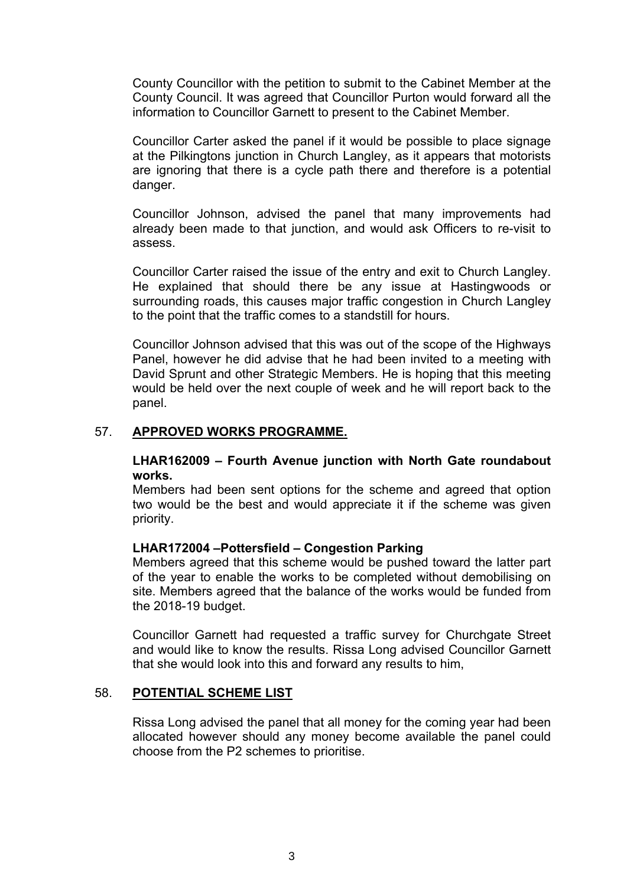County Councillor with the petition to submit to the Cabinet Member at the County Council. It was agreed that Councillor Purton would forward all the information to Councillor Garnett to present to the Cabinet Member.

Councillor Carter asked the panel if it would be possible to place signage at the Pilkingtons junction in Church Langley, as it appears that motorists are ignoring that there is a cycle path there and therefore is a potential danger.

Councillor Johnson, advised the panel that many improvements had already been made to that junction, and would ask Officers to re-visit to assess.

Councillor Carter raised the issue of the entry and exit to Church Langley. He explained that should there be any issue at Hastingwoods or surrounding roads, this causes major traffic congestion in Church Langley to the point that the traffic comes to a standstill for hours.

Councillor Johnson advised that this was out of the scope of the Highways Panel, however he did advise that he had been invited to a meeting with David Sprunt and other Strategic Members. He is hoping that this meeting would be held over the next couple of week and he will report back to the panel.

## 57. **APPROVED WORKS PROGRAMME.**

**LHAR162009 – Fourth Avenue junction with North Gate roundabout works.**

Members had been sent options for the scheme and agreed that option two would be the best and would appreciate it if the scheme was given priority.

**LHAR172004 –Pottersfield – Congestion Parking**

Members agreed that this scheme would be pushed toward the latter part of the year to enable the works to be completed without demobilising on site. Members agreed that the balance of the works would be funded from the 2018-19 budget.

Councillor Garnett had requested a traffic survey for Churchgate Street and would like to know the results. Rissa Long advised Councillor Garnett that she would look into this and forward any results to him,

## 58. **POTENTIAL SCHEME LIST**

Rissa Long advised the panel that all money for the coming year had been allocated however should any money become available the panel could choose from the P2 schemes to prioritise.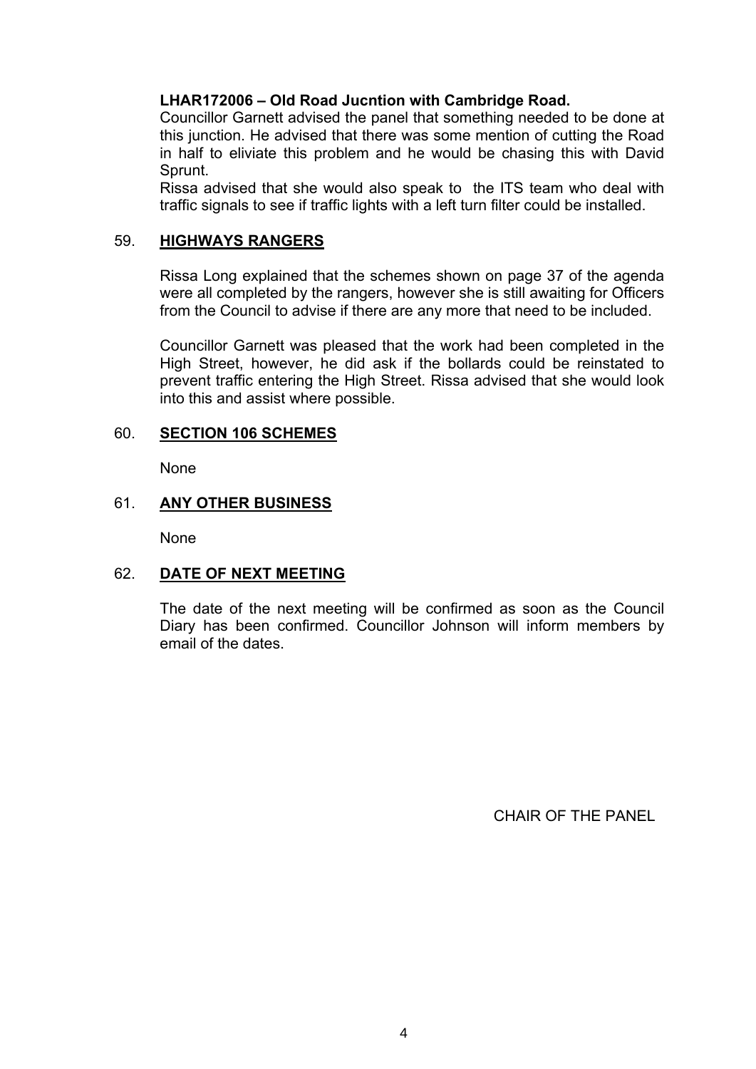**LHAR172006 – Old Road Jucntion with Cambridge Road.**

Councillor Garnett advised the panel that something needed to be done at this junction. He advised that there was some mention of cutting the Road in half to eliviate this problem and he would be chasing this with David Sprunt.

Rissa advised that she would also speak to the ITS team who deal with traffic signals to see if traffic lights with a left turn filter could be installed.

## 59. HIGHWAYS RANGERS

Rissa Long explained that the schemes shown on page 37 of the agenda were all completed by the rangers, however she is still awaiting for Officers from the Council to advise if there are any more that need to be included.

Councillor Garnett was pleased that the work had been completed in the High Street, however, he did ask if the bollards could be reinstated to prevent traffic entering the High Street. Rissa advised that she would look into this and assist where possible.

## 60. SECTION 106 SCHEMES

None

## 61. ANY OTHER BUSINESS

None

## 62. DATE OF NEXT MEETING

The date of the next meeting will be confirmed as soon as the Council Diary has been confirmed. Councillor Johnson will inform members by email of the dates.

CHAIR OF THE PANEL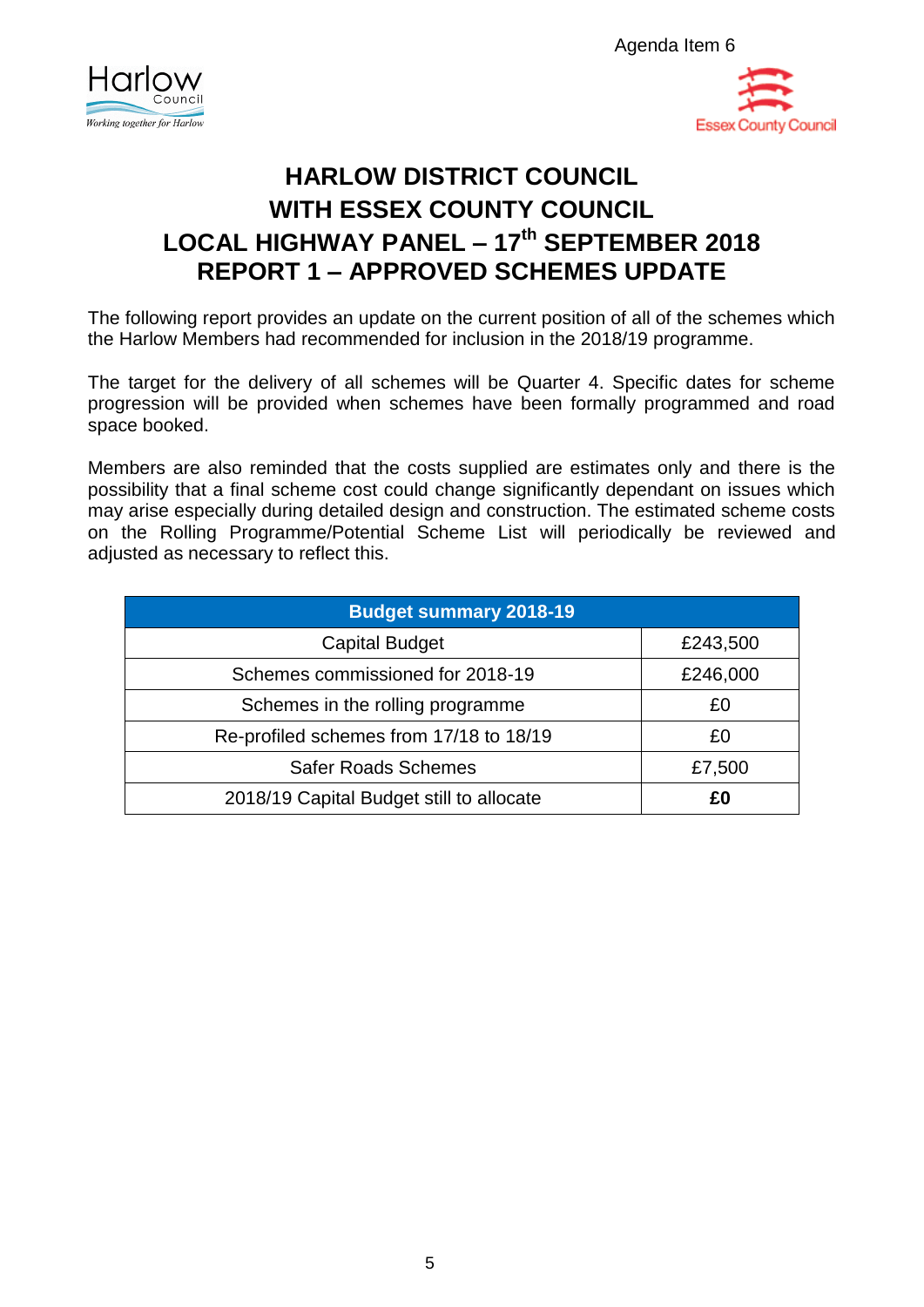Agenda Item 6

# HARLOW DISTRICT COUNCIL
# WITH ESSEX COUNTY COUNCIL
# LOCAL HIGHWAY PANEL – 17th SEPTEMBER 2018
# REPORT 1 – APPROVED SCHEMES UPDATE

The following report provides an update on the current position of all of the schemes which the Harlow Members had recommended for inclusion in the 2018/19 programme.

The target for the delivery of all schemes will be Quarter 4. Specific dates for scheme progression will be provided when schemes have been formally programmed and road space booked.

Members are also reminded that the costs supplied are estimates only and there is the possibility that a final scheme cost could change significantly dependant on issues which may arise especially during detailed design and construction. The estimated scheme costs on the Rolling Programme/Potential Scheme List will periodically be reviewed and adjusted as necessary to reflect this.

| Budget summary 2018-19 | |
|---|---|
| Capital Budget | £243,500 |
| Schemes commissioned for 2018-19 | £246,000 |
| Schemes in the rolling programme | £0 |
| Re-profiled schemes from 17/18 to 18/19 | £0 |
| Safer Roads Schemes | £7,500 |
| 2018/19 Capital Budget still to allocate | **£0** |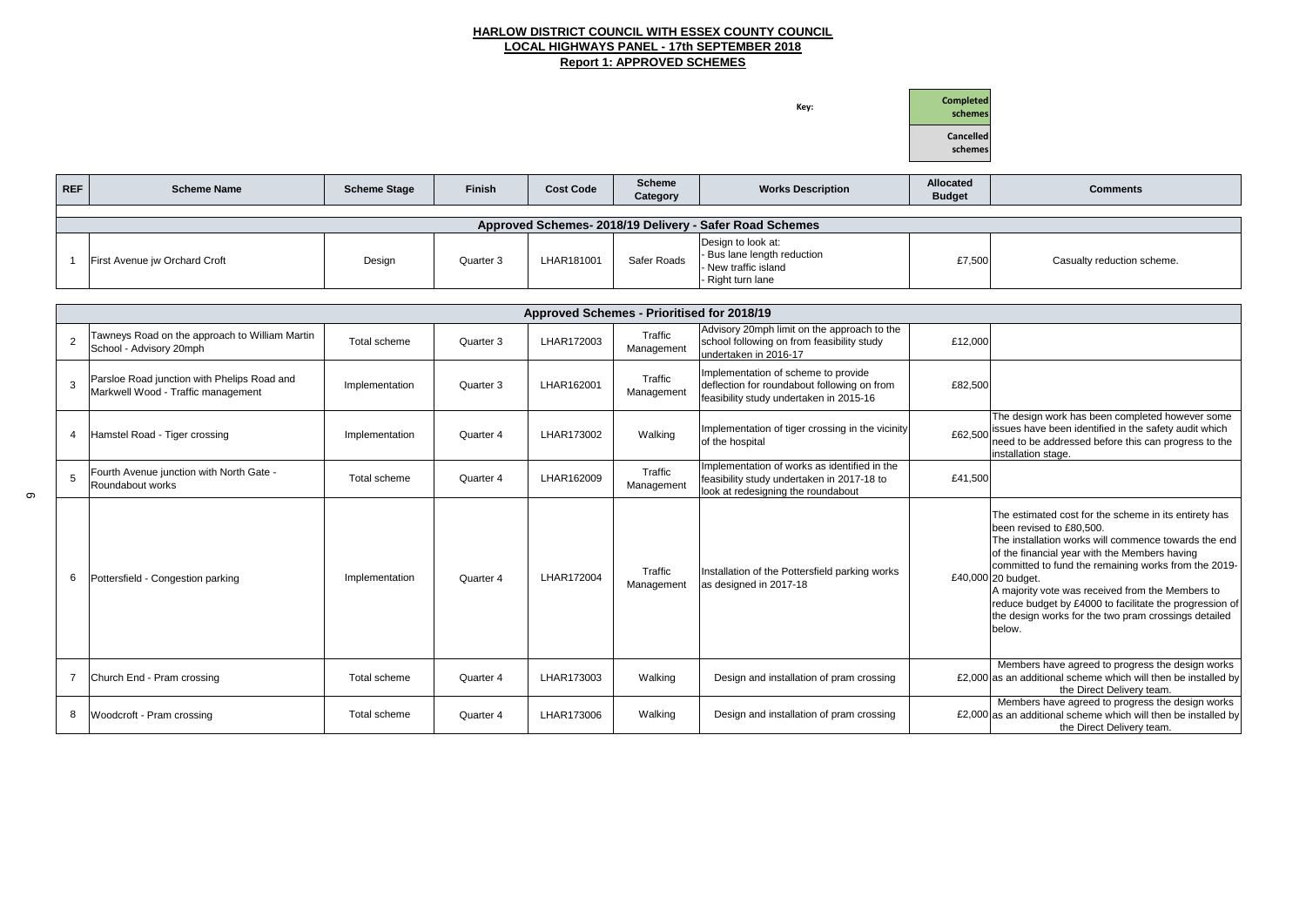# HARLOW DISTRICT COUNCIL WITH ESSEX COUNTY COUNCIL

## LOCAL HIGHWAYS PANEL - 17th SEPTEMBER 2018

## Report 1: APPROVED SCHEMES

Key:

| |
|---|
| Completed schemes |
| Cancelled schemes |

| REF | Scheme Name | Scheme Stage | Finish | Cost Code | Scheme Category | Works Description | Allocated Budget | Comments |
|---|---|---|---|---|---|---|---|---|
| **Approved Schemes- 2018/19 Delivery - Safer Road Schemes** | | | | | | | | |
| 1 | First Avenue jw Orchard Croft | Design | Quarter 3 | LHAR181001 | Safer Roads | Design to look at:<br>- Bus lane length reduction<br>- New traffic island<br>- Right turn lane | £7,500 | Casualty reduction scheme. |
| **Approved Schemes - Prioritised for 2018/19** | | | | | | | | |
| 2 | Tawneys Road on the approach to William Martin School - Advisory 20mph | Total scheme | Quarter 3 | LHAR172003 | Traffic Management | Advisory 20mph limit on the approach to the school following on from feasibility study undertaken in 2016-17 | £12,000 | |
| 3 | Parsloe Road junction with Phelips Road and Markwell Wood - Traffic management | Implementation | Quarter 3 | LHAR162001 | Traffic Management | Implementation of scheme to provide deflection for roundabout following on from feasibility study undertaken in 2015-16 | £82,500 | |
| 4 | Hamstel Road - Tiger crossing | Implementation | Quarter 4 | LHAR173002 | Walking | Implementation of tiger crossing in the vicinity of the hospital | £62,500 | The design work has been completed however some issues have been identified in the safety audit which need to be addressed before this can progress to the installation stage. |
| 5 | Fourth Avenue junction with North Gate - Roundabout works | Total scheme | Quarter 4 | LHAR162009 | Traffic Management | Implementation of works as identified in the feasibility study undertaken in 2017-18 to look at redesigning the roundabout | £41,500 | |
| 6 | Pottersfield - Congestion parking | Implementation | Quarter 4 | LHAR172004 | Traffic Management | Installation of the Pottersfield parking works as designed in 2017-18 | £40,000 | The estimated cost for the scheme in its entirety has been revised to £80,500.<br>The installation works will commence towards the end of the financial year with the Members having committed to fund the remaining works from the 2019-20 budget.<br>A majority vote was received from the Members to reduce budget by £4000 to facilitate the progression of the design works for the two pram crossings detailed below. |
| 7 | Church End - Pram crossing | Total scheme | Quarter 4 | LHAR173003 | Walking | Design and installation of pram crossing | £2,000 | Members have agreed to progress the design works as an additional scheme which will then be installed by the Direct Delivery team. |
| 8 | Woodcroft - Pram crossing | Total scheme | Quarter 4 | LHAR173006 | Walking | Design and installation of pram crossing | £2,000 | Members have agreed to progress the design works as an additional scheme which will then be installed by the Direct Delivery team. |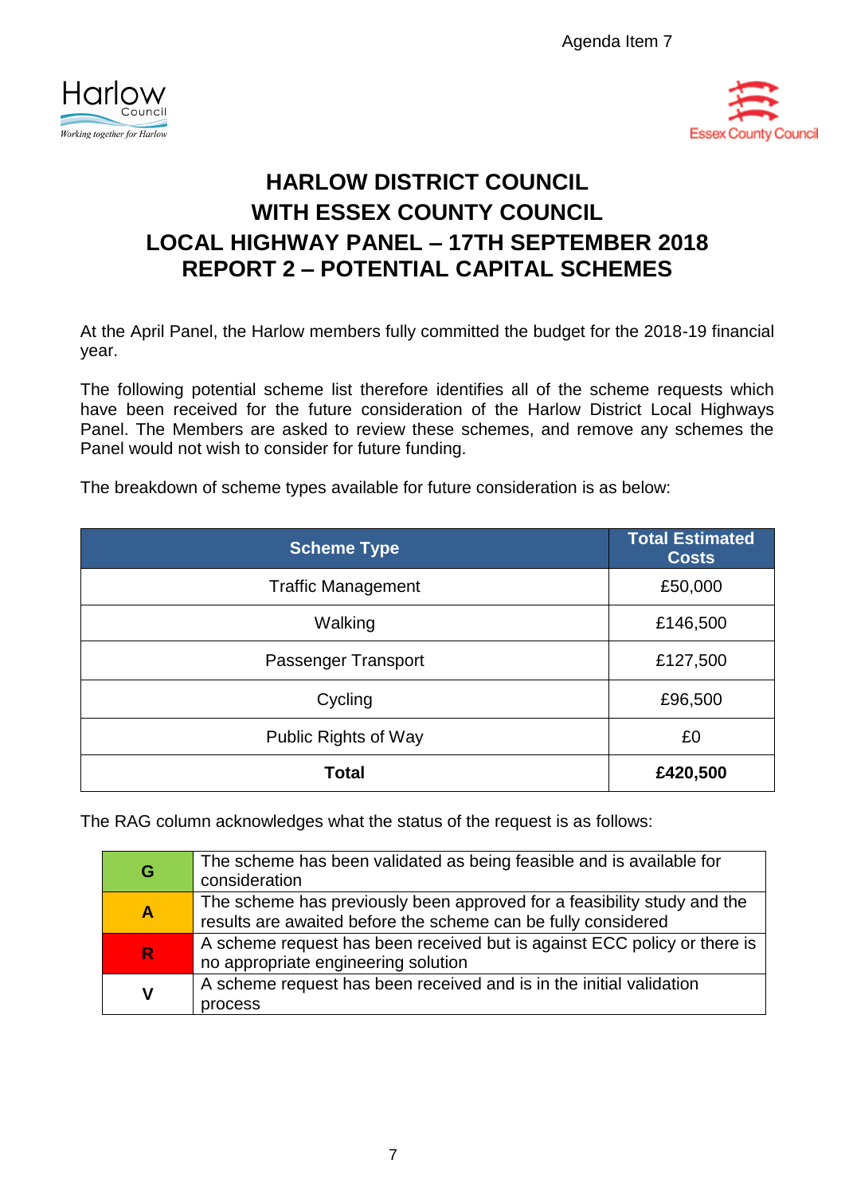Agenda Item 7

# HARLOW DISTRICT COUNCIL
# WITH ESSEX COUNTY COUNCIL
# LOCAL HIGHWAY PANEL – 17TH SEPTEMBER 2018
# REPORT 2 – POTENTIAL CAPITAL SCHEMES

At the April Panel, the Harlow members fully committed the budget for the 2018-19 financial year.

The following potential scheme list therefore identifies all of the scheme requests which have been received for the future consideration of the Harlow District Local Highways Panel. The Members are asked to review these schemes, and remove any schemes the Panel would not wish to consider for future funding.

The breakdown of scheme types available for future consideration is as below:

| Scheme Type | Total Estimated Costs |
|---|---|
| Traffic Management | £50,000 |
| Walking | £146,500 |
| Passenger Transport | £127,500 |
| Cycling | £96,500 |
| Public Rights of Way | £0 |
| **Total** | **£420,500** |

The RAG column acknowledges what the status of the request is as follows:

| | |
|---|---|
| **G** | The scheme has been validated as being feasible and is available for consideration |
| **A** | The scheme has previously been approved for a feasibility study and the results are awaited before the scheme can be fully considered |
| **R** | A scheme request has been received but is against ECC policy or there is no appropriate engineering solution |
| **V** | A scheme request has been received and is in the initial validation process |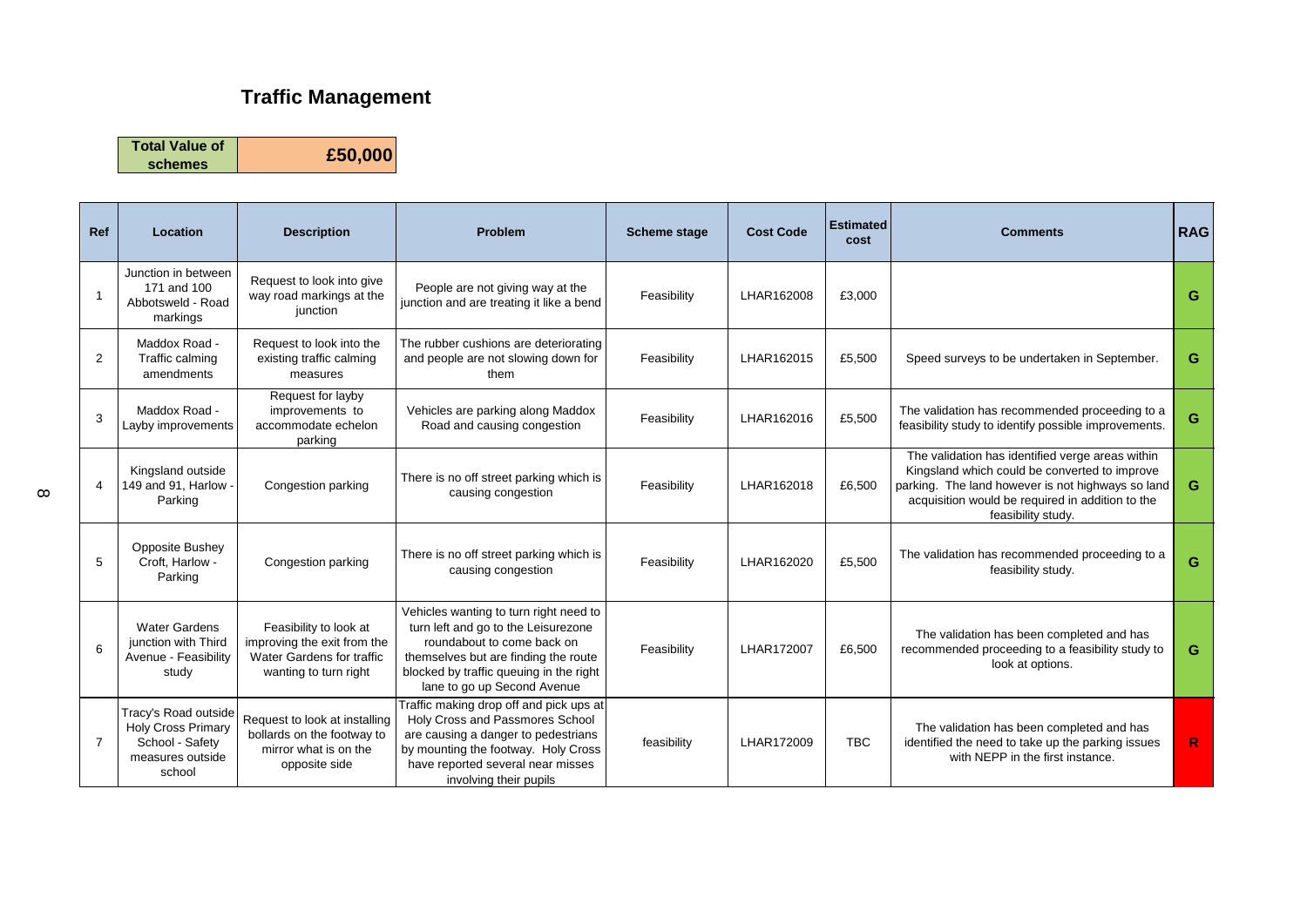# Traffic Management

| Total Value of schemes | £50,000 |
|---|---|

| Ref | Location | Description | Problem | Scheme stage | Cost Code | Estimated cost | Comments | RAG |
|---|---|---|---|---|---|---|---|---|
| 1 | Junction in between 171 and 100 Abbotsweld - Road markings | Request to look into give way road markings at the junction | People are not giving way at the junction and are treating it like a bend | Feasibility | LHAR162008 | £3,000 | | G |
| 2 | Maddox Road - Traffic calming amendments | Request to look into the existing traffic calming measures | The rubber cushions are deteriorating and people are not slowing down for them | Feasibility | LHAR162015 | £5,500 | Speed surveys to be undertaken in September. | G |
| 3 | Maddox Road - Layby improvements | Request for layby improvements to accommodate echelon parking | Vehicles are parking along Maddox Road and causing congestion | Feasibility | LHAR162016 | £5,500 | The validation has recommended proceeding to a feasibility study to identify possible improvements. | G |
| 4 | Kingsland outside 149 and 91, Harlow - Parking | Congestion parking | There is no off street parking which is causing congestion | Feasibility | LHAR162018 | £6,500 | The validation has identified verge areas within Kingsland which could be converted to improve parking. The land however is not highways so land acquisition would be required in addition to the feasibility study. | G |
| 5 | Opposite Bushey Croft, Harlow - Parking | Congestion parking | There is no off street parking which is causing congestion | Feasibility | LHAR162020 | £5,500 | The validation has recommended proceeding to a feasibility study. | G |
| 6 | Water Gardens junction with Third Avenue - Feasibility study | Feasibility to look at improving the exit from the Water Gardens for traffic wanting to turn right | Vehicles wanting to turn right need to turn left and go to the Leisurezone roundabout to come back on themselves but are finding the route blocked by traffic queuing in the right lane to go up Second Avenue | Feasibility | LHAR172007 | £6,500 | The validation has been completed and has recommended proceeding to a feasibility study to look at options. | G |
| 7 | Tracy's Road outside Holy Cross Primary School - Safety measures outside school | Request to look at installing bollards on the footway to mirror what is on the opposite side | Traffic making drop off and pick ups at Holy Cross and Passmores School are causing a danger to pedestrians by mounting the footway. Holy Cross have reported several near misses involving their pupils | feasibility | LHAR172009 | TBC | The validation has been completed and has identified the need to take up the parking issues with NEPP in the first instance. | R |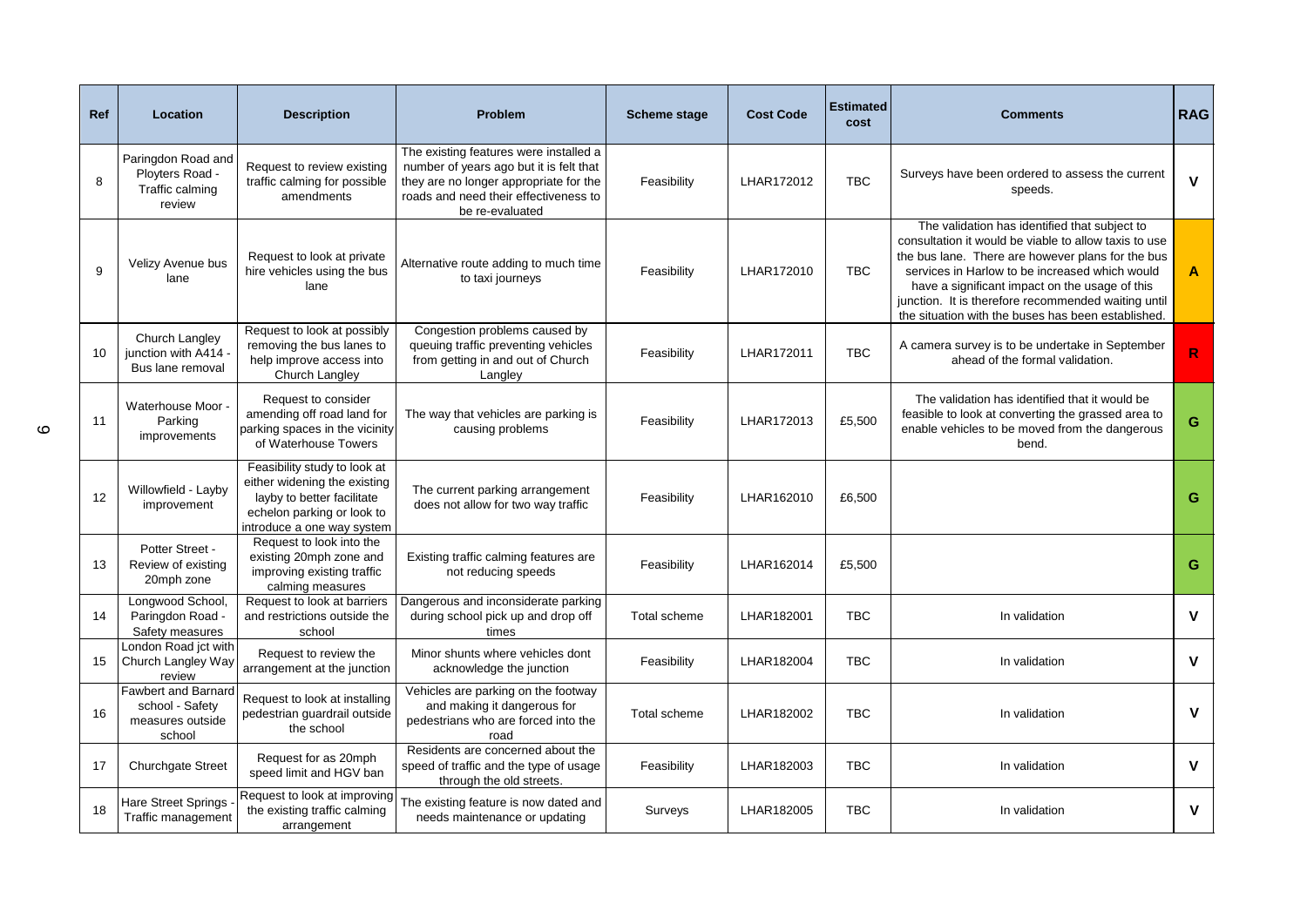| Ref | Location | Description | Problem | Scheme stage | Cost Code | Estimated cost | Comments | RAG |
|---|---|---|---|---|---|---|---|---|
| 8 | Paringdon Road and Ployters Road - Traffic calming review | Request to review existing traffic calming for possible amendments | The existing features were installed a number of years ago but it is felt that they are no longer appropriate for the roads and need their effectiveness to be re-evaluated | Feasibility | LHAR172012 | TBC | Surveys have been ordered to assess the current speeds. | V |
| 9 | Velizy Avenue bus lane | Request to look at private hire vehicles using the bus lane | Alternative route adding to much time to taxi journeys | Feasibility | LHAR172010 | TBC | The validation has identified that subject to consultation it would be viable to allow taxis to use the bus lane. There are however plans for the bus services in Harlow to be increased which would have a significant impact on the usage of this junction. It is therefore recommended waiting until the situation with the buses has been established. | A |
| 10 | Church Langley junction with A414 - Bus lane removal | Request to look at possibly removing the bus lanes to help improve access into Church Langley | Congestion problems caused by queuing traffic preventing vehicles from getting in and out of Church Langley | Feasibility | LHAR172011 | TBC | A camera survey is to be undertake in September ahead of the formal validation. | R |
| 11 | Waterhouse Moor - Parking improvements | Request to consider amending off road land for parking spaces in the vicinity of Waterhouse Towers | The way that vehicles are parking is causing problems | Feasibility | LHAR172013 | £5,500 | The validation has identified that it would be feasible to look at converting the grassed area to enable vehicles to be moved from the dangerous bend. | G |
| 12 | Willowfield - Layby improvement | Feasibility study to look at either widening the existing layby to better facilitate echelon parking or look to introduce a one way system | The current parking arrangement does not allow for two way traffic | Feasibility | LHAR162010 | £6,500 | | G |
| 13 | Potter Street - Review of existing 20mph zone | Request to look into the existing 20mph zone and improving existing traffic calming measures | Existing traffic calming features are not reducing speeds | Feasibility | LHAR162014 | £5,500 | | G |
| 14 | Longwood School, Paringdon Road - Safety measures | Request to look at barriers and restrictions outside the school | Dangerous and inconsiderate parking during school pick up and drop off times | Total scheme | LHAR182001 | TBC | In validation | V |
| 15 | London Road jct with Church Langley Way review | Request to review the arrangement at the junction | Minor shunts where vehicles dont acknowledge the junction | Feasibility | LHAR182004 | TBC | In validation | V |
| 16 | Fawbert and Barnard school - Safety measures outside school | Request to look at installing pedestrian guardrail outside the school | Vehicles are parking on the footway and making it dangerous for pedestrians who are forced into the road | Total scheme | LHAR182002 | TBC | In validation | V |
| 17 | Churchgate Street | Request for as 20mph speed limit and HGV ban | Residents are concerned about the speed of traffic and the type of usage through the old streets. | Feasibility | LHAR182003 | TBC | In validation | V |
| 18 | Hare Street Springs - Traffic management | Request to look at improving the existing traffic calming arrangement | The existing feature is now dated and needs maintenance or updating | Surveys | LHAR182005 | TBC | In validation | V |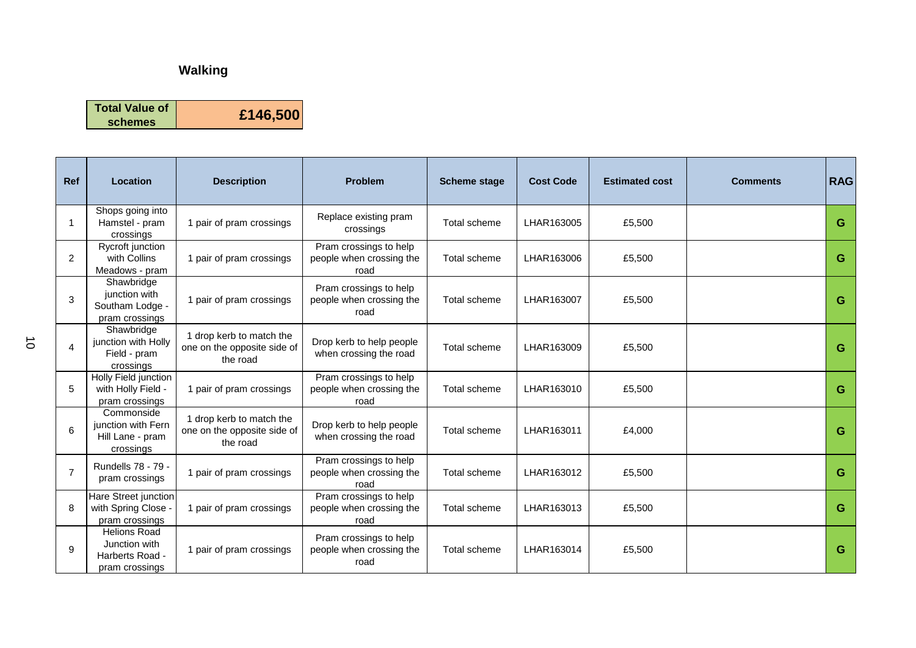## Walking

| Total Value of schemes | £146,500 |
|---|---|

| Ref | Location | Description | Problem | Scheme stage | Cost Code | Estimated cost | Comments | RAG |
|---|---|---|---|---|---|---|---|---|
| 1 | Shops going into Hamstel - pram crossings | 1 pair of pram crossings | Replace existing pram crossings | Total scheme | LHAR163005 | £5,500 | | G |
| 2 | Rycroft junction with Collins Meadows - pram | 1 pair of pram crossings | Pram crossings to help people when crossing the road | Total scheme | LHAR163006 | £5,500 | | G |
| 3 | Shawbridge junction with Southam Lodge - pram crossings | 1 pair of pram crossings | Pram crossings to help people when crossing the road | Total scheme | LHAR163007 | £5,500 | | G |
| 4 | Shawbridge junction with Holly Field - pram crossings | 1 drop kerb to match the one on the opposite side of the road | Drop kerb to help people when crossing the road | Total scheme | LHAR163009 | £5,500 | | G |
| 5 | Holly Field junction with Holly Field - pram crossings | 1 pair of pram crossings | Pram crossings to help people when crossing the road | Total scheme | LHAR163010 | £5,500 | | G |
| 6 | Commonside junction with Fern Hill Lane - pram crossings | 1 drop kerb to match the one on the opposite side of the road | Drop kerb to help people when crossing the road | Total scheme | LHAR163011 | £4,000 | | G |
| 7 | Rundells 78 - 79 - pram crossings | 1 pair of pram crossings | Pram crossings to help people when crossing the road | Total scheme | LHAR163012 | £5,500 | | G |
| 8 | Hare Street junction with Spring Close - pram crossings | 1 pair of pram crossings | Pram crossings to help people when crossing the road | Total scheme | LHAR163013 | £5,500 | | G |
| 9 | Helions Road Junction with Harberts Road - pram crossings | 1 pair of pram crossings | Pram crossings to help people when crossing the road | Total scheme | LHAR163014 | £5,500 | | G |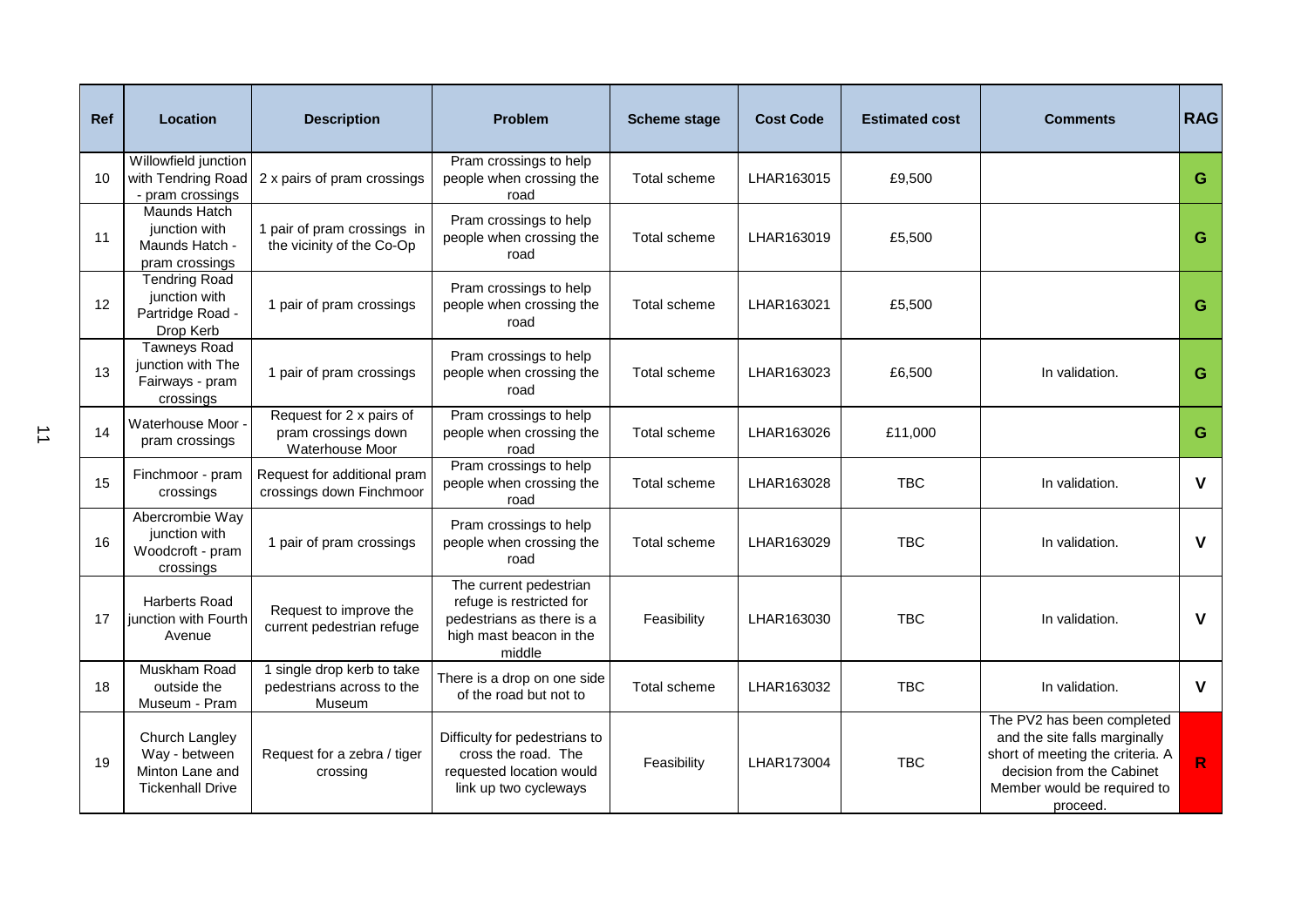| Ref | Location | Description | Problem | Scheme stage | Cost Code | Estimated cost | Comments | RAG |
|---|---|---|---|---|---|---|---|---|
| 10 | Willowfield junction with Tendring Road - pram crossings | 2 x pairs of pram crossings | Pram crossings to help people when crossing the road | Total scheme | LHAR163015 | £9,500 | | G |
| 11 | Maunds Hatch junction with Maunds Hatch - pram crossings | 1 pair of pram crossings in the vicinity of the Co-Op | Pram crossings to help people when crossing the road | Total scheme | LHAR163019 | £5,500 | | G |
| 12 | Tendring Road junction with Partridge Road - Drop Kerb | 1 pair of pram crossings | Pram crossings to help people when crossing the road | Total scheme | LHAR163021 | £5,500 | | G |
| 13 | Tawneys Road junction with The Fairways - pram crossings | 1 pair of pram crossings | Pram crossings to help people when crossing the road | Total scheme | LHAR163023 | £6,500 | In validation. | G |
| 14 | Waterhouse Moor - pram crossings | Request for 2 x pairs of pram crossings down Waterhouse Moor | Pram crossings to help people when crossing the road | Total scheme | LHAR163026 | £11,000 | | G |
| 15 | Finchmoor - pram crossings | Request for additional pram crossings down Finchmoor | Pram crossings to help people when crossing the road | Total scheme | LHAR163028 | TBC | In validation. | V |
| 16 | Abercrombie Way junction with Woodcroft - pram crossings | 1 pair of pram crossings | Pram crossings to help people when crossing the road | Total scheme | LHAR163029 | TBC | In validation. | V |
| 17 | Harberts Road junction with Fourth Avenue | Request to improve the current pedestrian refuge | The current pedestrian refuge is restricted for pedestrians as there is a high mast beacon in the middle | Feasibility | LHAR163030 | TBC | In validation. | V |
| 18 | Muskham Road outside the Museum - Pram | 1 single drop kerb to take pedestrians across to the Museum | There is a drop on one side of the road but not to | Total scheme | LHAR163032 | TBC | In validation. | V |
| 19 | Church Langley Way - between Minton Lane and Tickenhall Drive | Request for a zebra / tiger crossing | Difficulty for pedestrians to cross the road. The requested location would link up two cycleways | Feasibility | LHAR173004 | TBC | The PV2 has been completed and the site falls marginally short of meeting the criteria. A decision from the Cabinet Member would be required to proceed. | R |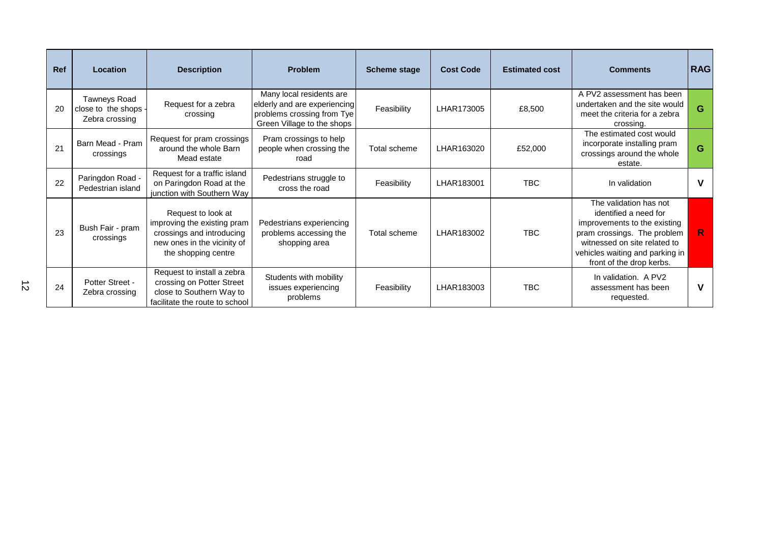| Ref | Location | Description | Problem | Scheme stage | Cost Code | Estimated cost | Comments | RAG |
|---|---|---|---|---|---|---|---|---|
| 20 | Tawneys Road close to the shops - Zebra crossing | Request for a zebra crossing | Many local residents are elderly and are experiencing problems crossing from Tye Green Village to the shops | Feasibility | LHAR173005 | £8,500 | A PV2 assessment has been undertaken and the site would meet the criteria for a zebra crossing. | G |
| 21 | Barn Mead - Pram crossings | Request for pram crossings around the whole Barn Mead estate | Pram crossings to help people when crossing the road | Total scheme | LHAR163020 | £52,000 | The estimated cost would incorporate installing pram crossings around the whole estate. | G |
| 22 | Paringdon Road - Pedestrian island | Request for a traffic island on Paringdon Road at the junction with Southern Way | Pedestrians struggle to cross the road | Feasibility | LHAR183001 | TBC | In validation | V |
| 23 | Bush Fair - pram crossings | Request to look at improving the existing pram crossings and introducing new ones in the vicinity of the shopping centre | Pedestrians experiencing problems accessing the shopping area | Total scheme | LHAR183002 | TBC | The validation has not identified a need for improvements to the existing pram crossings. The problem witnessed on site related to vehicles waiting and parking in front of the drop kerbs. | R |
| 24 | Potter Street - Zebra crossing | Request to install a zebra crossing on Potter Street close to Southern Way to facilitate the route to school | Students with mobility issues experiencing problems | Feasibility | LHAR183003 | TBC | In validation. A PV2 assessment has been requested. | V |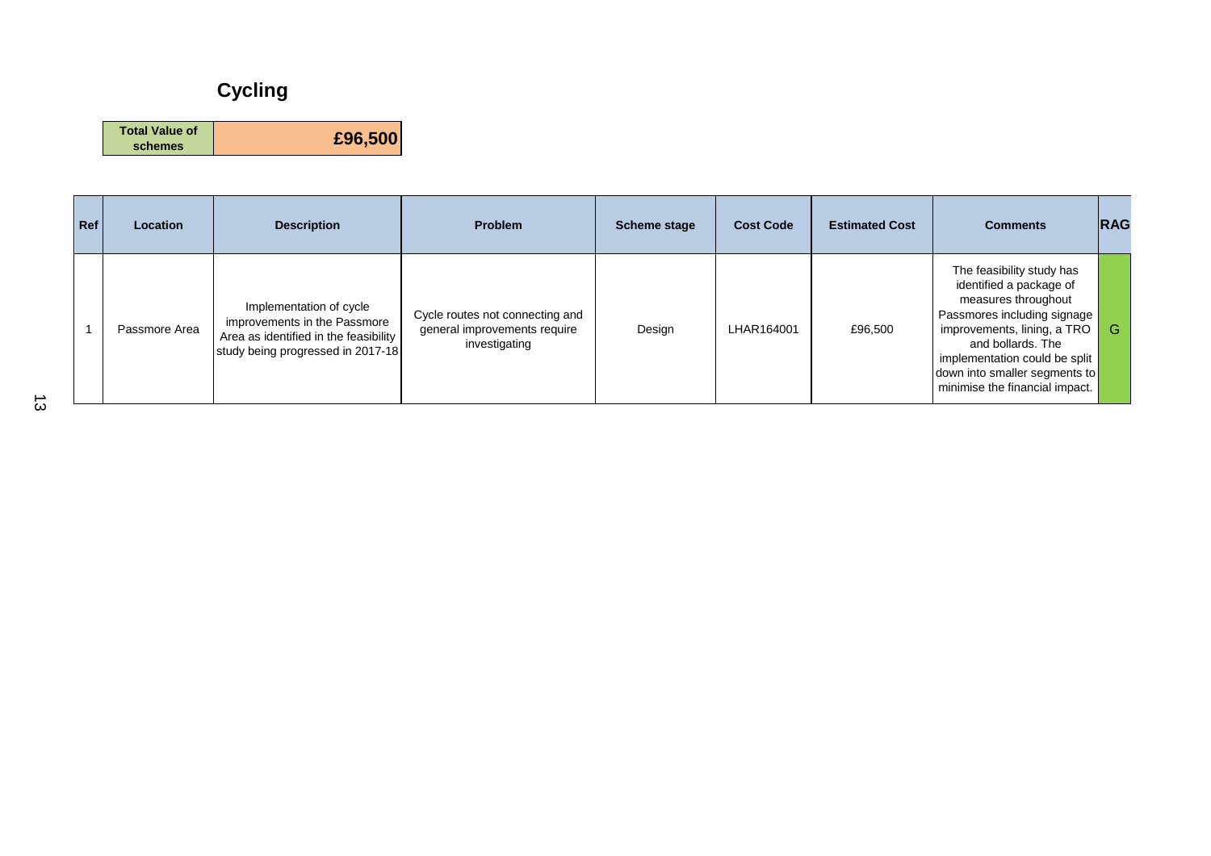# Cycling

| Total Value of schemes | £96,500 |
| --- | --- |

| Ref | Location | Description | Problem | Scheme stage | Cost Code | Estimated Cost | Comments | RAG |
| --- | --- | --- | --- | --- | --- | --- | --- | --- |
| 1 | Passmore Area | Implementation of cycle improvements in the Passmore Area as identified in the feasibility study being progressed in 2017-18 | Cycle routes not connecting and general improvements require investigating | Design | LHAR164001 | £96,500 | The feasibility study has identified a package of measures throughout Passmores including signage improvements, lining, a TRO and bollards. The implementation could be split down into smaller segments to minimise the financial impact. | G |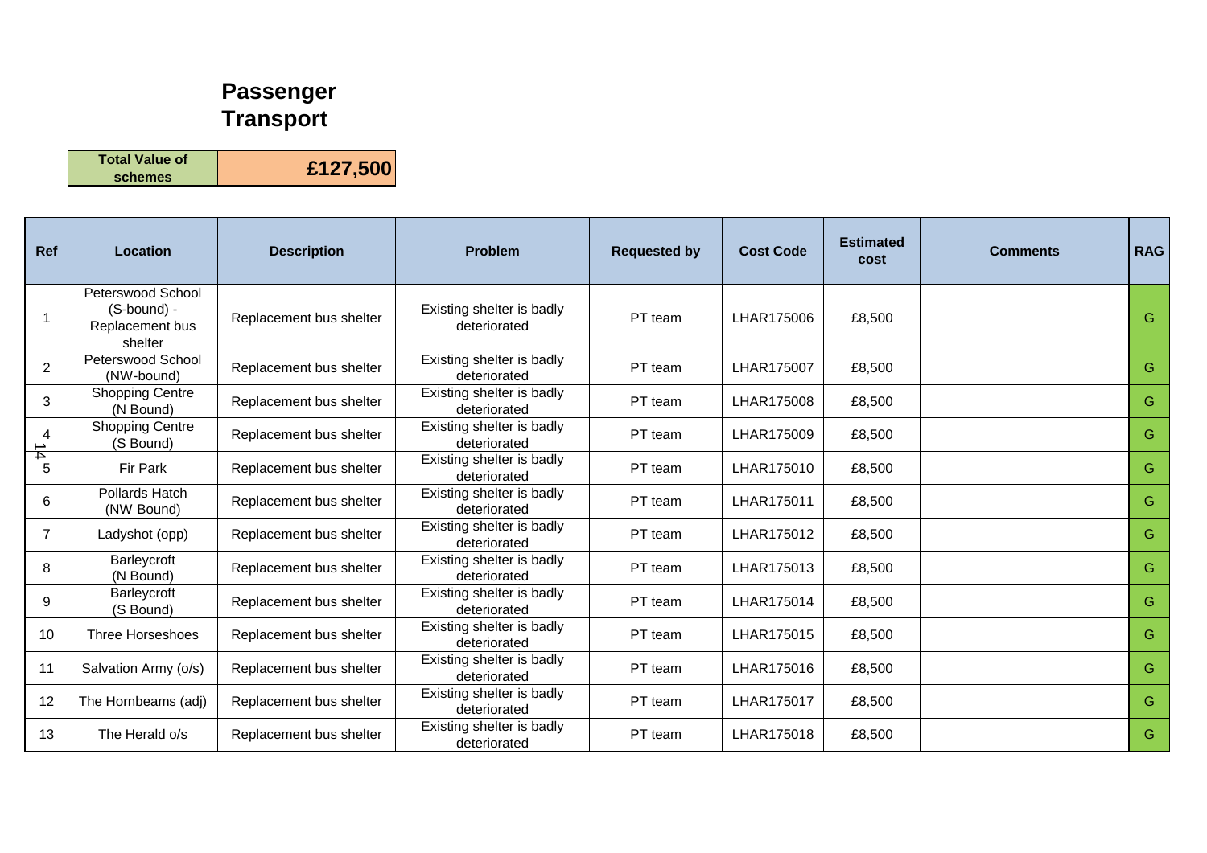# Passenger Transport

| Total Value of schemes | £127,500 |
|---|---|

| Ref | Location | Description | Problem | Requested by | Cost Code | Estimated cost | Comments | RAG |
|---|---|---|---|---|---|---|---|---|
| 1 | Peterswood School (S-bound) - Replacement bus shelter | Replacement bus shelter | Existing shelter is badly deteriorated | PT team | LHAR175006 | £8,500 | | G |
| 2 | Peterswood School (NW-bound) | Replacement bus shelter | Existing shelter is badly deteriorated | PT team | LHAR175007 | £8,500 | | G |
| 3 | Shopping Centre (N Bound) | Replacement bus shelter | Existing shelter is badly deteriorated | PT team | LHAR175008 | £8,500 | | G |
| 4 | Shopping Centre (S Bound) | Replacement bus shelter | Existing shelter is badly deteriorated | PT team | LHAR175009 | £8,500 | | G |
| 5 | Fir Park | Replacement bus shelter | Existing shelter is badly deteriorated | PT team | LHAR175010 | £8,500 | | G |
| 6 | Pollards Hatch (NW Bound) | Replacement bus shelter | Existing shelter is badly deteriorated | PT team | LHAR175011 | £8,500 | | G |
| 7 | Ladyshot (opp) | Replacement bus shelter | Existing shelter is badly deteriorated | PT team | LHAR175012 | £8,500 | | G |
| 8 | Barleycroft (N Bound) | Replacement bus shelter | Existing shelter is badly deteriorated | PT team | LHAR175013 | £8,500 | | G |
| 9 | Barleycroft (S Bound) | Replacement bus shelter | Existing shelter is badly deteriorated | PT team | LHAR175014 | £8,500 | | G |
| 10 | Three Horseshoes | Replacement bus shelter | Existing shelter is badly deteriorated | PT team | LHAR175015 | £8,500 | | G |
| 11 | Salvation Army (o/s) | Replacement bus shelter | Existing shelter is badly deteriorated | PT team | LHAR175016 | £8,500 | | G |
| 12 | The Hornbeams (adj) | Replacement bus shelter | Existing shelter is badly deteriorated | PT team | LHAR175017 | £8,500 | | G |
| 13 | The Herald o/s | Replacement bus shelter | Existing shelter is badly deteriorated | PT team | LHAR175018 | £8,500 | | G |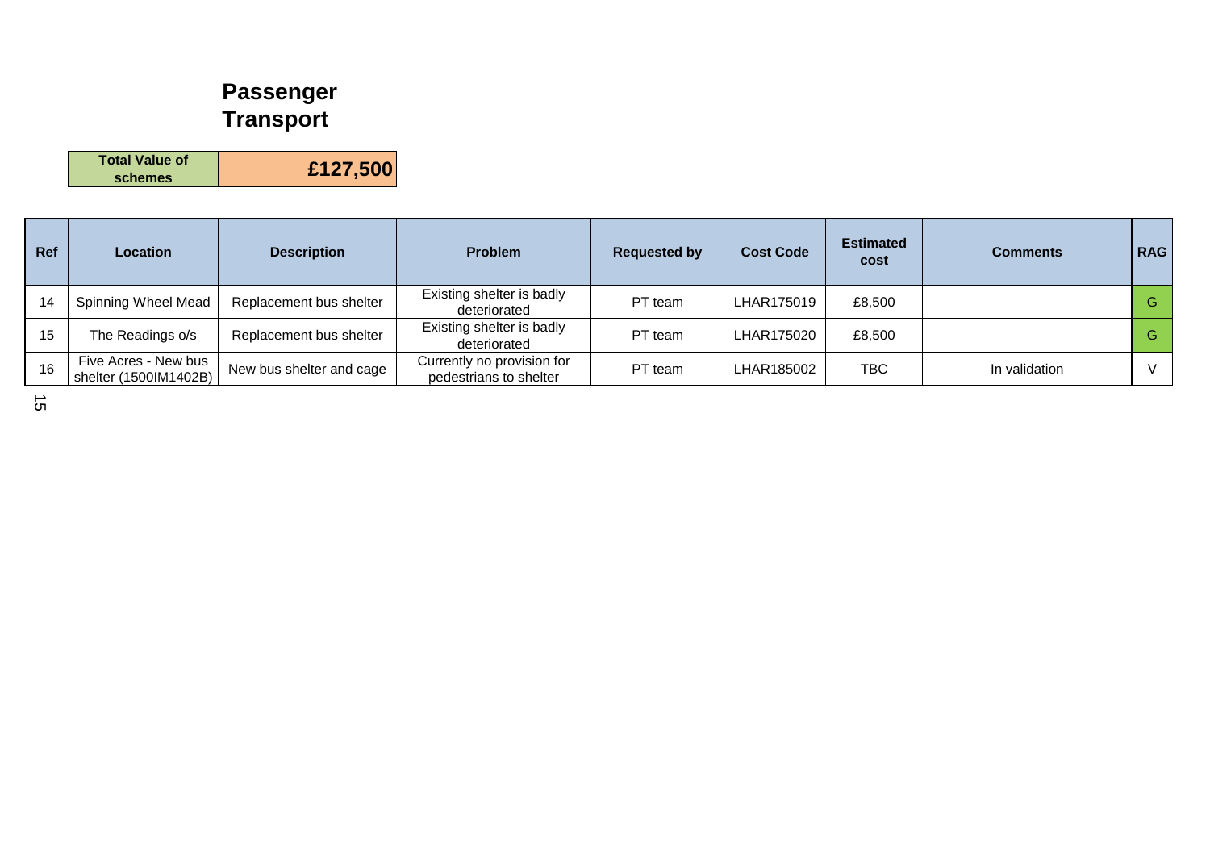# Passenger Transport

| Total Value of schemes | £127,500 |
|---|---|

| Ref | Location | Description | Problem | Requested by | Cost Code | Estimated cost | Comments | RAG |
|---|---|---|---|---|---|---|---|---|
| 14 | Spinning Wheel Mead | Replacement bus shelter | Existing shelter is badly deteriorated | PT team | LHAR175019 | £8,500 | | G |
| 15 | The Readings o/s | Replacement bus shelter | Existing shelter is badly deteriorated | PT team | LHAR175020 | £8,500 | | G |
| 16 | Five Acres - New bus shelter (1500IM1402B) | New bus shelter and cage | Currently no provision for pedestrians to shelter | PT team | LHAR185002 | TBC | In validation | V |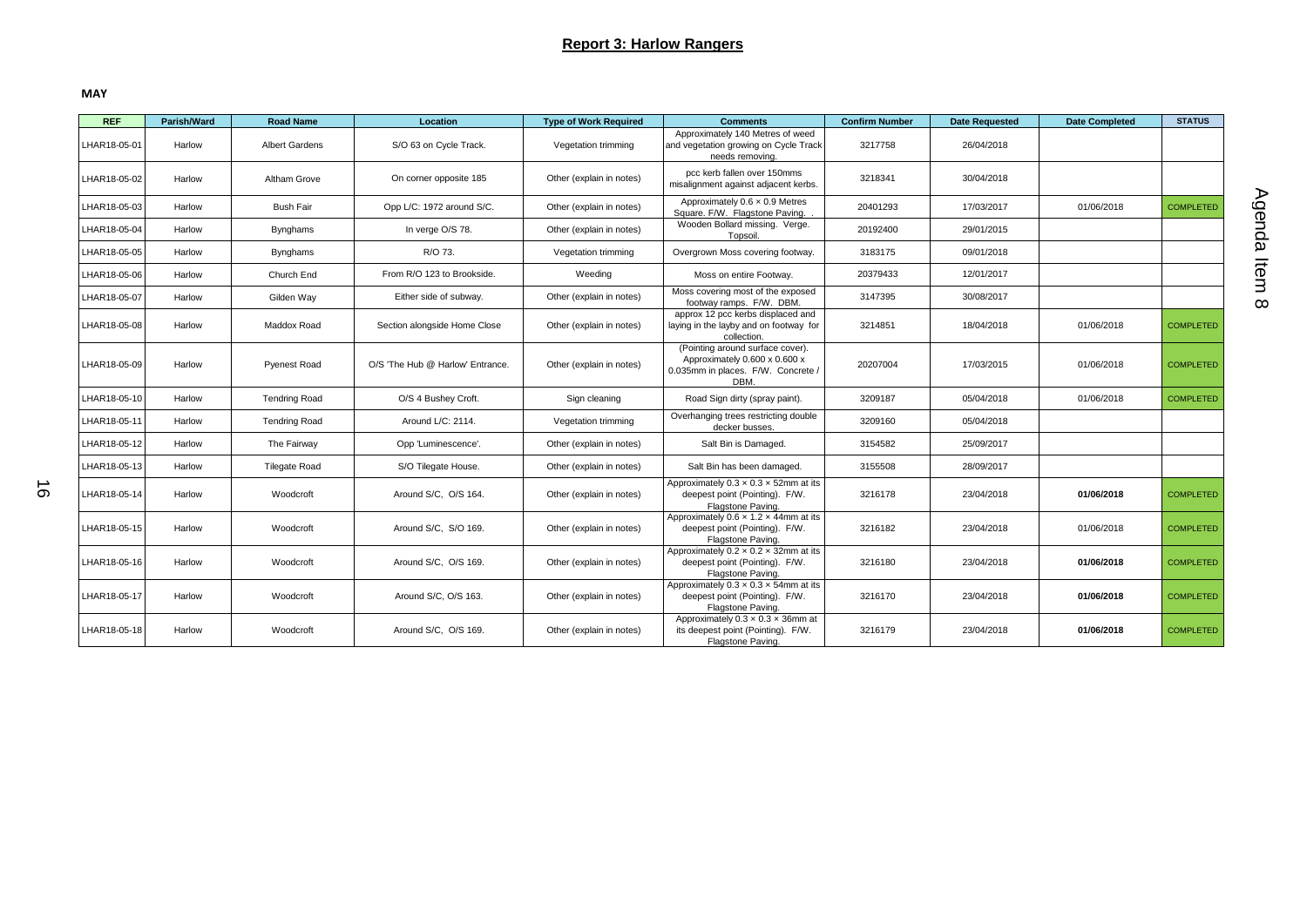## Report 3: Harlow Rangers

**MAY**

| REF | Parish/Ward | Road Name | Location | Type of Work Required | Comments | Confirm Number | Date Requested | Date Completed | STATUS |
|---|---|---|---|---|---|---|---|---|---|
| LHAR18-05-01 | Harlow | Albert Gardens | S/O 63 on Cycle Track. | Vegetation trimming | Approximately 140 Metres of weed and vegetation growing on Cycle Track needs removing. | 3217758 | 26/04/2018 | | |
| LHAR18-05-02 | Harlow | Altham Grove | On corner opposite 185 | Other (explain in notes) | pcc kerb fallen over 150mms misalignment against adjacent kerbs. | 3218341 | 30/04/2018 | | |
| LHAR18-05-03 | Harlow | Bush Fair | Opp L/C: 1972 around S/C. | Other (explain in notes) | Approximately 0.6 × 0.9 Metres Square. F/W. Flagstone Paving. . | 20401293 | 17/03/2017 | 01/06/2018 | COMPLETED |
| LHAR18-05-04 | Harlow | Bynghams | In verge O/S 78. | Other (explain in notes) | Wooden Bollard missing. Verge. Topsoil. | 20192400 | 29/01/2015 | | |
| LHAR18-05-05 | Harlow | Bynghams | R/O 73. | Vegetation trimming | Overgrown Moss covering footway. | 3183175 | 09/01/2018 | | |
| LHAR18-05-06 | Harlow | Church End | From R/O 123 to Brookside. | Weeding | Moss on entire Footway. | 20379433 | 12/01/2017 | | |
| LHAR18-05-07 | Harlow | Gilden Way | Either side of subway. | Other (explain in notes) | Moss covering most of the exposed footway ramps. F/W. DBM. | 3147395 | 30/08/2017 | | |
| LHAR18-05-08 | Harlow | Maddox Road | Section alongside Home Close | Other (explain in notes) | approx 12 pcc kerbs displaced and laying in the layby and on footway for collection. | 3214851 | 18/04/2018 | 01/06/2018 | COMPLETED |
| LHAR18-05-09 | Harlow | Pyenest Road | O/S 'The Hub @ Harlow' Entrance. | Other (explain in notes) | (Pointing around surface cover). Approximately 0.600 x 0.600 x 0.035mm in places. F/W. Concrete / DBM. | 20207004 | 17/03/2015 | 01/06/2018 | COMPLETED |
| LHAR18-05-10 | Harlow | Tendring Road | O/S 4 Bushey Croft. | Sign cleaning | Road Sign dirty (spray paint). | 3209187 | 05/04/2018 | 01/06/2018 | COMPLETED |
| LHAR18-05-11 | Harlow | Tendring Road | Around L/C: 2114. | Vegetation trimming | Overhanging trees restricting double decker busses. | 3209160 | 05/04/2018 | | |
| LHAR18-05-12 | Harlow | The Fairway | Opp 'Luminescence'. | Other (explain in notes) | Salt Bin is Damaged. | 3154582 | 25/09/2017 | | |
| LHAR18-05-13 | Harlow | Tilegate Road | S/O Tilegate House. | Other (explain in notes) | Salt Bin has been damaged. | 3155508 | 28/09/2017 | | |
| LHAR18-05-14 | Harlow | Woodcroft | Around S/C, O/S 164. | Other (explain in notes) | Approximately 0.3 × 0.3 × 52mm at its deepest point (Pointing). F/W. Flagstone Paving. | 3216178 | 23/04/2018 | **01/06/2018** | COMPLETED |
| LHAR18-05-15 | Harlow | Woodcroft | Around S/C, S/O 169. | Other (explain in notes) | Approximately 0.6 × 1.2 × 44mm at its deepest point (Pointing). F/W. Flagstone Paving. | 3216182 | 23/04/2018 | 01/06/2018 | COMPLETED |
| LHAR18-05-16 | Harlow | Woodcroft | Around S/C, O/S 169. | Other (explain in notes) | Approximately 0.2 × 0.2 × 32mm at its deepest point (Pointing). F/W. Flagstone Paving. | 3216180 | 23/04/2018 | **01/06/2018** | COMPLETED |
| LHAR18-05-17 | Harlow | Woodcroft | Around S/C, O/S 163. | Other (explain in notes) | Approximately 0.3 × 0.3 × 54mm at its deepest point (Pointing). F/W. Flagstone Paving. | 3216170 | 23/04/2018 | **01/06/2018** | COMPLETED |
| LHAR18-05-18 | Harlow | Woodcroft | Around S/C, O/S 169. | Other (explain in notes) | Approximately 0.3 × 0.3 × 36mm at its deepest point (Pointing). F/W. Flagstone Paving. | 3216179 | 23/04/2018 | **01/06/2018** | COMPLETED |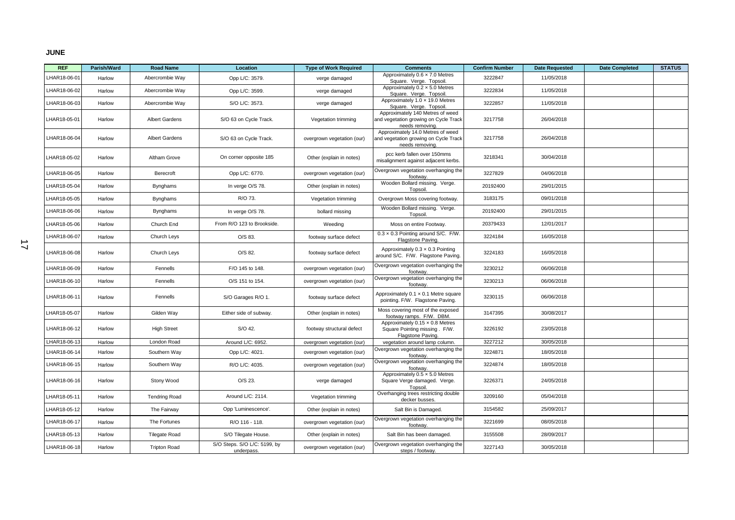**JUNE**

| REF | Parish/Ward | Road Name | Location | Type of Work Required | Comments | Confirm Number | Date Requested | Date Completed | STATUS |
|---|---|---|---|---|---|---|---|---|---|
| LHAR18-06-01 | Harlow | Abercrombie Way | Opp L/C: 3579. | verge damaged | Approximately 0.6 × 7.0 Metres Square. Verge. Topsoil. | 3222847 | 11/05/2018 | | |
| LHAR18-06-02 | Harlow | Abercrombie Way | Opp L/C: 3599. | verge damaged | Approximately 0.2 × 5.0 Metres Square. Verge. Topsoil. | 3222834 | 11/05/2018 | | |
| LHAR18-06-03 | Harlow | Abercrombie Way | S/O L/C: 3573. | verge damaged | Approximately 1.0 × 19.0 Metres Square. Verge. Topsoil. | 3222857 | 11/05/2018 | | |
| LHAR18-05-01 | Harlow | Albert Gardens | S/O 63 on Cycle Track. | Vegetation trimming | Approximately 140 Metres of weed and vegetation growing on Cycle Track needs removing. | 3217758 | 26/04/2018 | | |
| LHAR18-06-04 | Harlow | Albert Gardens | S/O 63 on Cycle Track. | overgrown vegetation (our) | Approximately 14.0 Metres of weed and vegetation growing on Cycle Track needs removing. | 3217758 | 26/04/2018 | | |
| LHAR18-05-02 | Harlow | Altham Grove | On corner opposite 185 | Other (explain in notes) | pcc kerb fallen over 150mms misalignment against adjacent kerbs. | 3218341 | 30/04/2018 | | |
| LHAR18-06-05 | Harlow | Berecroft | Opp L/C: 6770. | overgrown vegetation (our) | Overgrown vegetation overhanging the footway. | 3227829 | 04/06/2018 | | |
| LHAR18-05-04 | Harlow | Bynghams | In verge O/S 78. | Other (explain in notes) | Wooden Bollard missing. Verge. Topsoil. | 20192400 | 29/01/2015 | | |
| LHAR18-05-05 | Harlow | Bynghams | R/O 73. | Vegetation trimming | Overgrown Moss covering footway. | 3183175 | 09/01/2018 | | |
| LHAR18-06-06 | Harlow | Bynghams | In verge O/S 78. | bollard missing | Wooden Bollard missing. Verge. Topsoil. | 20192400 | 29/01/2015 | | |
| LHAR18-05-06 | Harlow | Church End | From R/O 123 to Brookside. | Weeding | Moss on entire Footway. | 20379433 | 12/01/2017 | | |
| LHAR18-06-07 | Harlow | Church Leys | O/S 83. | footway surface defect | 0.3 × 0.3 Pointing around S/C. F/W. Flagstone Paving. | 3224184 | 16/05/2018 | | |
| LHAR18-06-08 | Harlow | Church Leys | O/S 82. | footway surface defect | Approximately 0.3 × 0.3 Pointing around S/C. F/W. Flagstone Paving. | 3224183 | 16/05/2018 | | |
| LHAR18-06-09 | Harlow | Fennells | F/O 145 to 148. | overgrown vegetation (our) | Overgrown vegetation overhanging the footway. | 3230212 | 06/06/2018 | | |
| LHAR18-06-10 | Harlow | Fennells | O/S 151 to 154. | overgrown vegetation (our) | Overgrown vegetation overhanging the footway. | 3230213 | 06/06/2018 | | |
| LHAR18-06-11 | Harlow | Fennells | S/O Garages R/O 1. | footway surface defect | Approximately 0.1 × 0.1 Metre square pointing. F/W. Flagstone Paving. | 3230115 | 06/06/2018 | | |
| LHAR18-05-07 | Harlow | Gilden Way | Either side of subway. | Other (explain in notes) | Moss covering most of the exposed footway ramps. F/W. DBM. | 3147395 | 30/08/2017 | | |
| LHAR18-06-12 | Harlow | High Street | S/O 42. | footway structural defect | Approximately 0.15 × 0.8 Metres Square Pointing missing . F/W. Flagstone Paving. | 3226192 | 23/05/2018 | | |
| LHAR18-06-13 | Harlow | London Road | Around L/C: 6952. | overgrown vegetation (our) | vegetation around lamp column. | 3227212 | 30/05/2018 | | |
| LHAR18-06-14 | Harlow | Southern Way | Opp L/C: 4021. | overgrown vegetation (our) | Overgrown vegetation overhanging the footway. | 3224871 | 18/05/2018 | | |
| LHAR18-06-15 | Harlow | Southern Way | R/O L/C: 4035. | overgrown vegetation (our) | Overgrown vegetation overhanging the footway. | 3224874 | 18/05/2018 | | |
| LHAR18-06-16 | Harlow | Stony Wood | O/S 23. | verge damaged | Approximately 0.5 × 5.0 Metres Square Verge damaged. Verge. Topsoil. | 3226371 | 24/05/2018 | | |
| LHAR18-05-11 | Harlow | Tendring Road | Around L/C: 2114. | Vegetation trimming | Overhanging trees restricting double decker busses. | 3209160 | 05/04/2018 | | |
| LHAR18-05-12 | Harlow | The Fairway | Opp 'Luminescence'. | Other (explain in notes) | Salt Bin is Damaged. | 3154582 | 25/09/2017 | | |
| LHAR18-06-17 | Harlow | The Fortunes | R/O 116 - 118. | overgrown vegetation (our) | Overgrown vegetation overhanging the footway. | 3221699 | 08/05/2018 | | |
| LHAR18-05-13 | Harlow | Tilegate Road | S/O Tilegate House. | Other (explain in notes) | Salt Bin has been damaged. | 3155508 | 28/09/2017 | | |
| LHAR18-06-18 | Harlow | Tripton Road | S/O Steps. S/O L/C: 5199, by underpass. | overgrown vegetation (our) | Overgrown vegetation overhanging the steps / footway. | 3227143 | 30/05/2018 | | |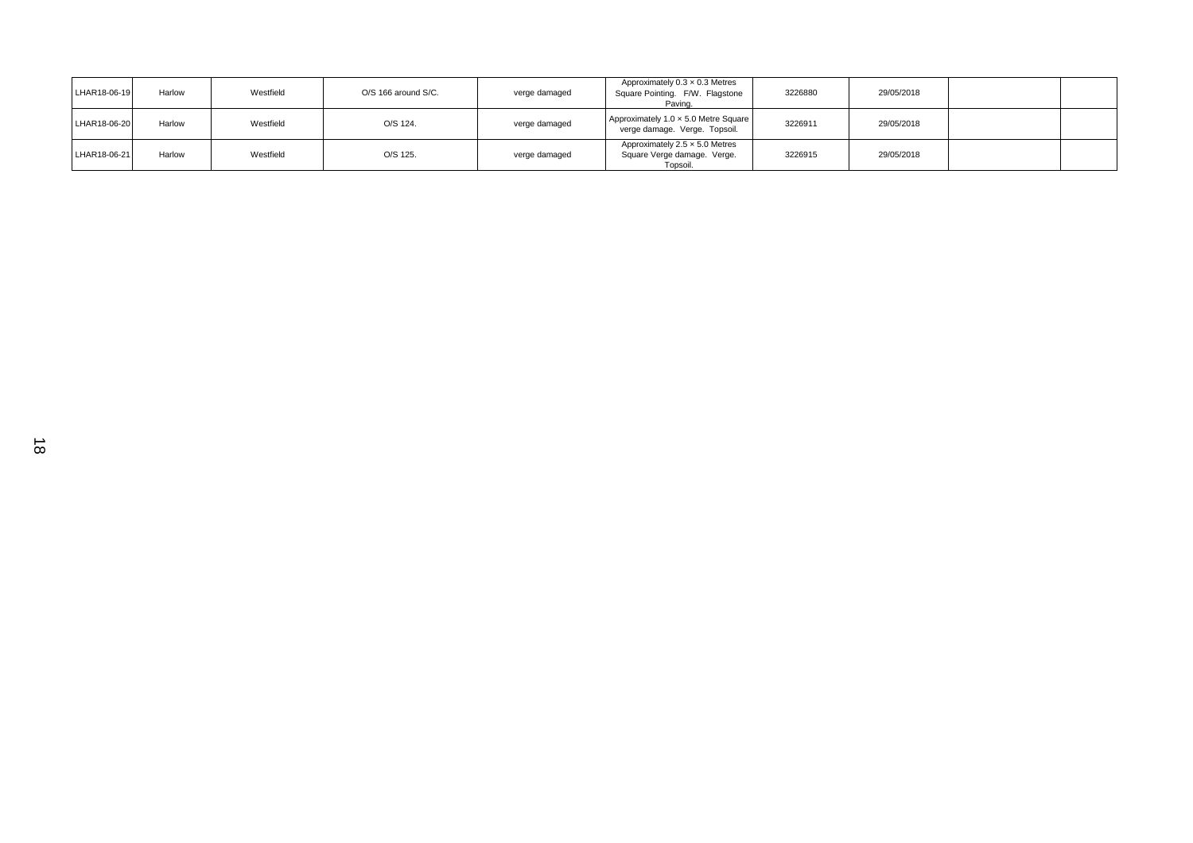| | | | | | | | | | |
|---|---|---|---|---|---|---|---|---|---|
| LHAR18-06-19 | Harlow | Westfield | O/S 166 around S/C. | verge damaged | Approximately 0.3 × 0.3 Metres Square Pointing. F/W. Flagstone Paving. | 3226880 | 29/05/2018 | | |
| LHAR18-06-20 | Harlow | Westfield | O/S 124. | verge damaged | Approximately 1.0 × 5.0 Metre Square verge damage. Verge. Topsoil. | 3226911 | 29/05/2018 | | |
| LHAR18-06-21 | Harlow | Westfield | O/S 125. | verge damaged | Approximately 2.5 × 5.0 Metres Square Verge damage. Verge. Topsoil. | 3226915 | 29/05/2018 | | |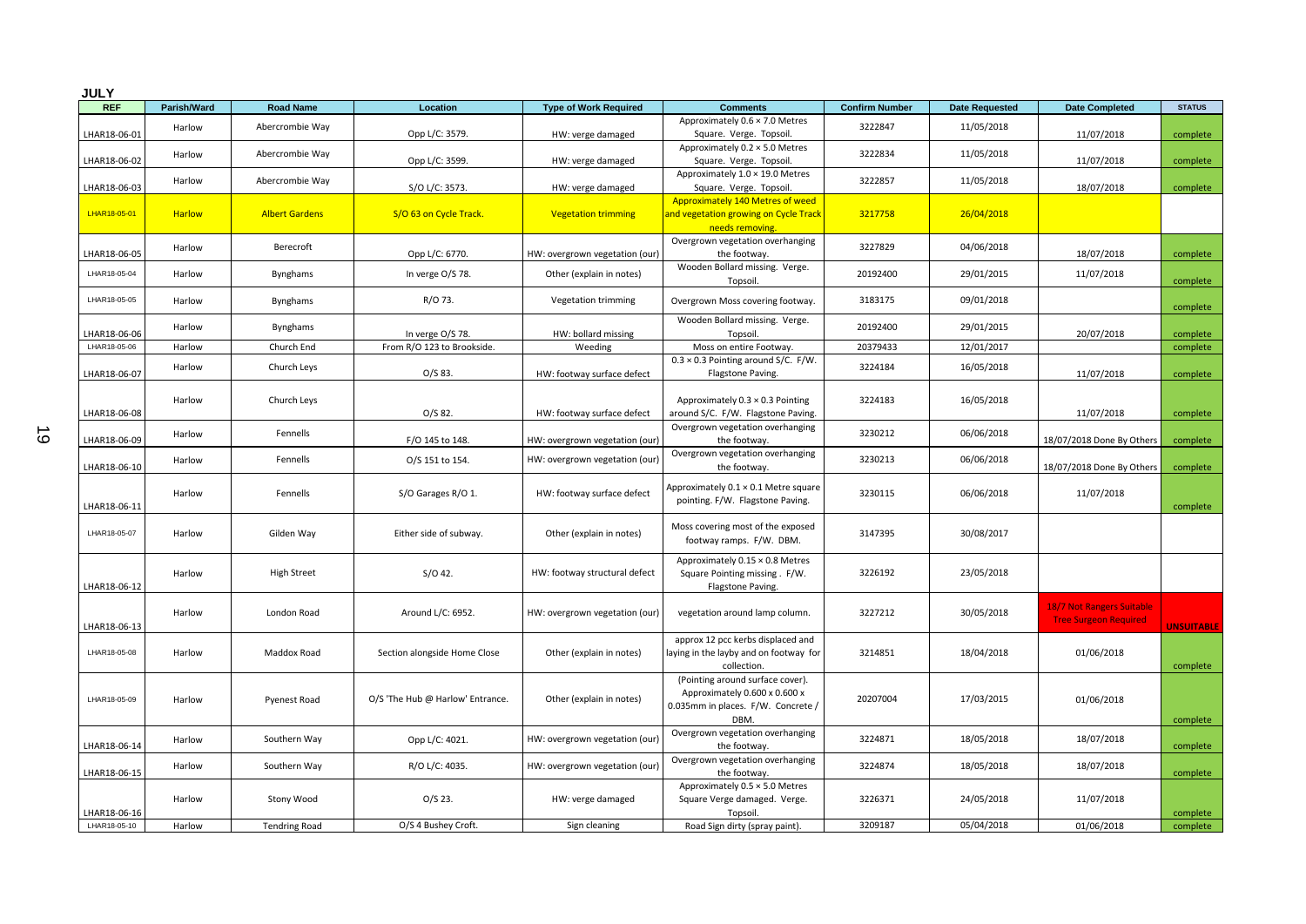# JULY

| REF | Parish/Ward | Road Name | Location | Type of Work Required | Comments | Confirm Number | Date Requested | Date Completed | STATUS |
|---|---|---|---|---|---|---|---|---|---|
| LHAR18-06-01 | Harlow | Abercrombie Way | Opp L/C: 3579. | HW: verge damaged | Approximately 0.6 × 7.0 Metres Square. Verge. Topsoil. | 3222847 | 11/05/2018 | 11/07/2018 | complete |
| LHAR18-06-02 | Harlow | Abercrombie Way | Opp L/C: 3599. | HW: verge damaged | Approximately 0.2 × 5.0 Metres Square. Verge. Topsoil. | 3222834 | 11/05/2018 | 11/07/2018 | complete |
| LHAR18-06-03 | Harlow | Abercrombie Way | S/O L/C: 3573. | HW: verge damaged | Approximately 1.0 × 19.0 Metres Square. Verge. Topsoil. | 3222857 | 11/05/2018 | 18/07/2018 | complete |
| LHAR18-05-01 | Harlow | Albert Gardens | S/O 63 on Cycle Track. | Vegetation trimming | Approximately 140 Metres of weed and vegetation growing on Cycle Track needs removing. | 3217758 | 26/04/2018 | | |
| LHAR18-06-05 | Harlow | Berecroft | Opp L/C: 6770. | HW: overgrown vegetation (our) | Overgrown vegetation overhanging the footway. | 3227829 | 04/06/2018 | 18/07/2018 | complete |
| LHAR18-05-04 | Harlow | Bynghams | In verge O/S 78. | Other (explain in notes) | Wooden Bollard missing. Verge. Topsoil. | 20192400 | 29/01/2015 | 11/07/2018 | complete |
| LHAR18-05-05 | Harlow | Bynghams | R/O 73. | Vegetation trimming | Overgrown Moss covering footway. | 3183175 | 09/01/2018 | | complete |
| LHAR18-06-06 | Harlow | Bynghams | In verge O/S 78. | HW: bollard missing | Wooden Bollard missing. Verge. Topsoil. | 20192400 | 29/01/2015 | 20/07/2018 | complete |
| LHAR18-05-06 | Harlow | Church End | From R/O 123 to Brookside. | Weeding | Moss on entire Footway. | 20379433 | 12/01/2017 | | complete |
| LHAR18-06-07 | Harlow | Church Leys | O/S 83. | HW: footway surface defect | 0.3 × 0.3 Pointing around S/C. F/W. Flagstone Paving. | 3224184 | 16/05/2018 | 11/07/2018 | complete |
| LHAR18-06-08 | Harlow | Church Leys | O/S 82. | HW: footway surface defect | Approximately 0.3 × 0.3 Pointing around S/C. F/W. Flagstone Paving. | 3224183 | 16/05/2018 | 11/07/2018 | complete |
| LHAR18-06-09 | Harlow | Fennells | F/O 145 to 148. | HW: overgrown vegetation (our) | Overgrown vegetation overhanging the footway. | 3230212 | 06/06/2018 | 18/07/2018 Done By Others | complete |
| LHAR18-06-10 | Harlow | Fennells | O/S 151 to 154. | HW: overgrown vegetation (our) | Overgrown vegetation overhanging the footway. | 3230213 | 06/06/2018 | 18/07/2018 Done By Others | complete |
| LHAR18-06-11 | Harlow | Fennells | S/O Garages R/O 1. | HW: footway surface defect | Approximately 0.1 × 0.1 Metre square pointing. F/W. Flagstone Paving. | 3230115 | 06/06/2018 | 11/07/2018 | complete |
| LHAR18-05-07 | Harlow | Gilden Way | Either side of subway. | Other (explain in notes) | Moss covering most of the exposed footway ramps. F/W. DBM. | 3147395 | 30/08/2017 | | |
| LHAR18-06-12 | Harlow | High Street | S/O 42. | HW: footway structural defect | Approximately 0.15 × 0.8 Metres Square Pointing missing . F/W. Flagstone Paving. | 3226192 | 23/05/2018 | | |
| LHAR18-06-13 | Harlow | London Road | Around L/C: 6952. | HW: overgrown vegetation (our) | vegetation around lamp column. | 3227212 | 30/05/2018 | 18/7 Not Rangers Suitable Tree Surgeon Required | UNSUITABLE |
| LHAR18-05-08 | Harlow | Maddox Road | Section alongside Home Close | Other (explain in notes) | approx 12 pcc kerbs displaced and laying in the layby and on footway for collection. | 3214851 | 18/04/2018 | 01/06/2018 | complete |
| LHAR18-05-09 | Harlow | Pyenest Road | O/S 'The Hub @ Harlow' Entrance. | Other (explain in notes) | (Pointing around surface cover). Approximately 0.600 x 0.600 x 0.035mm in places. F/W. Concrete / DBM. | 20207004 | 17/03/2015 | 01/06/2018 | complete |
| LHAR18-06-14 | Harlow | Southern Way | Opp L/C: 4021. | HW: overgrown vegetation (our) | Overgrown vegetation overhanging the footway. | 3224871 | 18/05/2018 | 18/07/2018 | complete |
| LHAR18-06-15 | Harlow | Southern Way | R/O L/C: 4035. | HW: overgrown vegetation (our) | Overgrown vegetation overhanging the footway. | 3224874 | 18/05/2018 | 18/07/2018 | complete |
| LHAR18-06-16 | Harlow | Stony Wood | O/S 23. | HW: verge damaged | Approximately 0.5 × 5.0 Metres Square Verge damaged. Verge. Topsoil. | 3226371 | 24/05/2018 | 11/07/2018 | complete |
| LHAR18-05-10 | Harlow | Tendring Road | O/S 4 Bushey Croft. | Sign cleaning | Road Sign dirty (spray paint). | 3209187 | 05/04/2018 | 01/06/2018 | complete |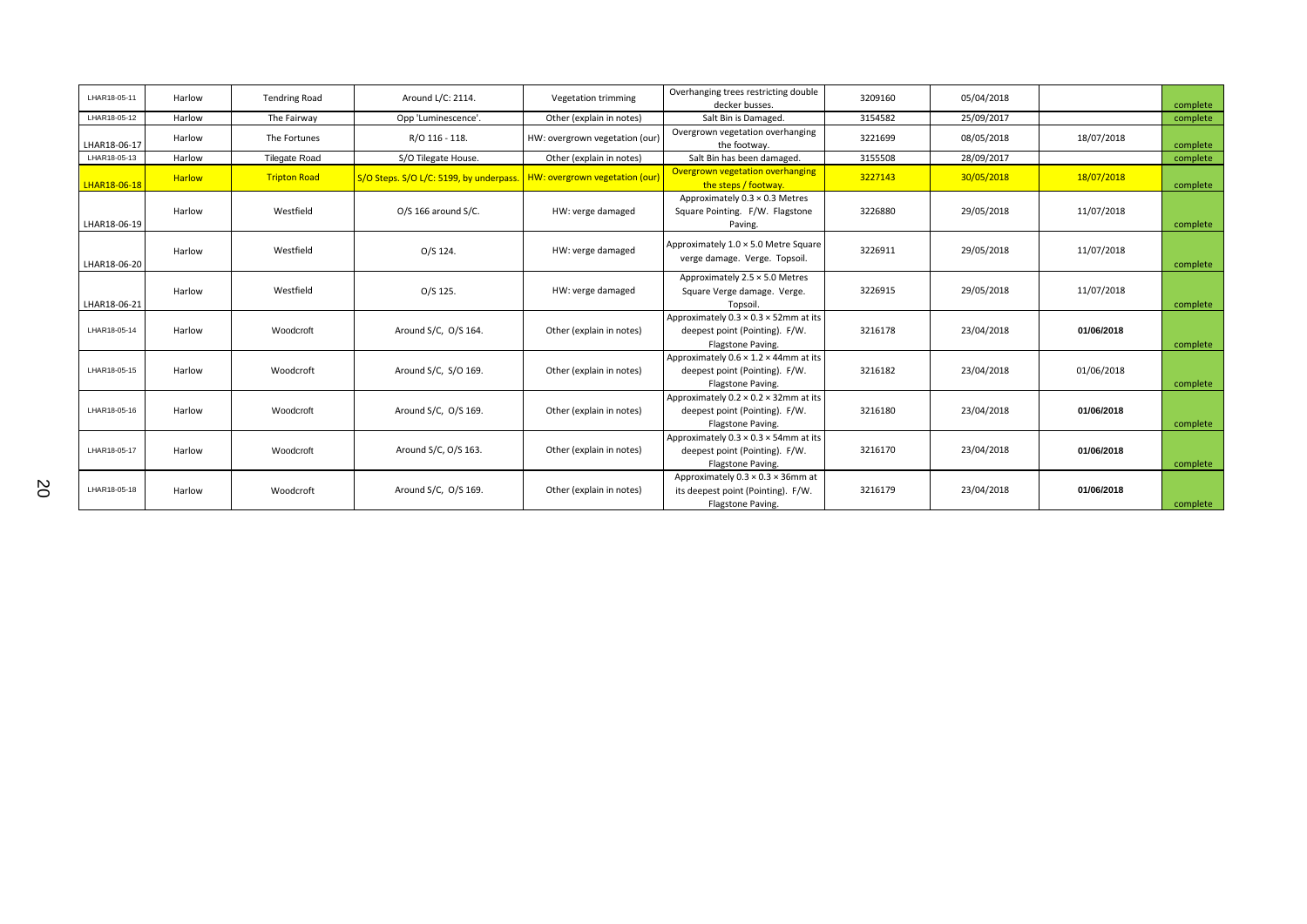| | | | | | | | | | |
|---|---|---|---|---|---|---|---|---|---|
| LHAR18-05-11 | Harlow | Tendring Road | Around L/C: 2114. | Vegetation trimming | Overhanging trees restricting double decker busses. | 3209160 | 05/04/2018 | | complete |
| LHAR18-05-12 | Harlow | The Fairway | Opp 'Luminescence'. | Other (explain in notes) | Salt Bin is Damaged. | 3154582 | 25/09/2017 | | complete |
| LHAR18-06-17 | Harlow | The Fortunes | R/O 116 - 118. | HW: overgrown vegetation (our) | Overgrown vegetation overhanging the footway. | 3221699 | 08/05/2018 | 18/07/2018 | complete |
| LHAR18-05-13 | Harlow | Tilegate Road | S/O Tilegate House. | Other (explain in notes) | Salt Bin has been damaged. | 3155508 | 28/09/2017 | | complete |
| LHAR18-06-18 | Harlow | Tripton Road | S/O Steps. S/O L/C: 5199, by underpass. | HW: overgrown vegetation (our) | Overgrown vegetation overhanging the steps / footway. | 3227143 | 30/05/2018 | 18/07/2018 | complete |
| LHAR18-06-19 | Harlow | Westfield | O/S 166 around S/C. | HW: verge damaged | Approximately 0.3 × 0.3 Metres Square Pointing. F/W. Flagstone Paving. | 3226880 | 29/05/2018 | 11/07/2018 | complete |
| LHAR18-06-20 | Harlow | Westfield | O/S 124. | HW: verge damaged | Approximately 1.0 × 5.0 Metre Square verge damage. Verge. Topsoil. | 3226911 | 29/05/2018 | 11/07/2018 | complete |
| LHAR18-06-21 | Harlow | Westfield | O/S 125. | HW: verge damaged | Approximately 2.5 × 5.0 Metres Square Verge damage. Verge. Topsoil. | 3226915 | 29/05/2018 | 11/07/2018 | complete |
| LHAR18-05-14 | Harlow | Woodcroft | Around S/C, O/S 164. | Other (explain in notes) | Approximately 0.3 × 0.3 × 52mm at its deepest point (Pointing). F/W. Flagstone Paving. | 3216178 | 23/04/2018 | **01/06/2018** | complete |
| LHAR18-05-15 | Harlow | Woodcroft | Around S/C, S/O 169. | Other (explain in notes) | Approximately 0.6 × 1.2 × 44mm at its deepest point (Pointing). F/W. Flagstone Paving. | 3216182 | 23/04/2018 | 01/06/2018 | complete |
| LHAR18-05-16 | Harlow | Woodcroft | Around S/C, O/S 169. | Other (explain in notes) | Approximately 0.2 × 0.2 × 32mm at its deepest point (Pointing). F/W. Flagstone Paving. | 3216180 | 23/04/2018 | **01/06/2018** | complete |
| LHAR18-05-17 | Harlow | Woodcroft | Around S/C, O/S 163. | Other (explain in notes) | Approximately 0.3 × 0.3 × 54mm at its deepest point (Pointing). F/W. Flagstone Paving. | 3216170 | 23/04/2018 | **01/06/2018** | complete |
| LHAR18-05-18 | Harlow | Woodcroft | Around S/C, O/S 169. | Other (explain in notes) | Approximately 0.3 × 0.3 × 36mm at its deepest point (Pointing). F/W. Flagstone Paving. | 3216179 | 23/04/2018 | **01/06/2018** | complete |